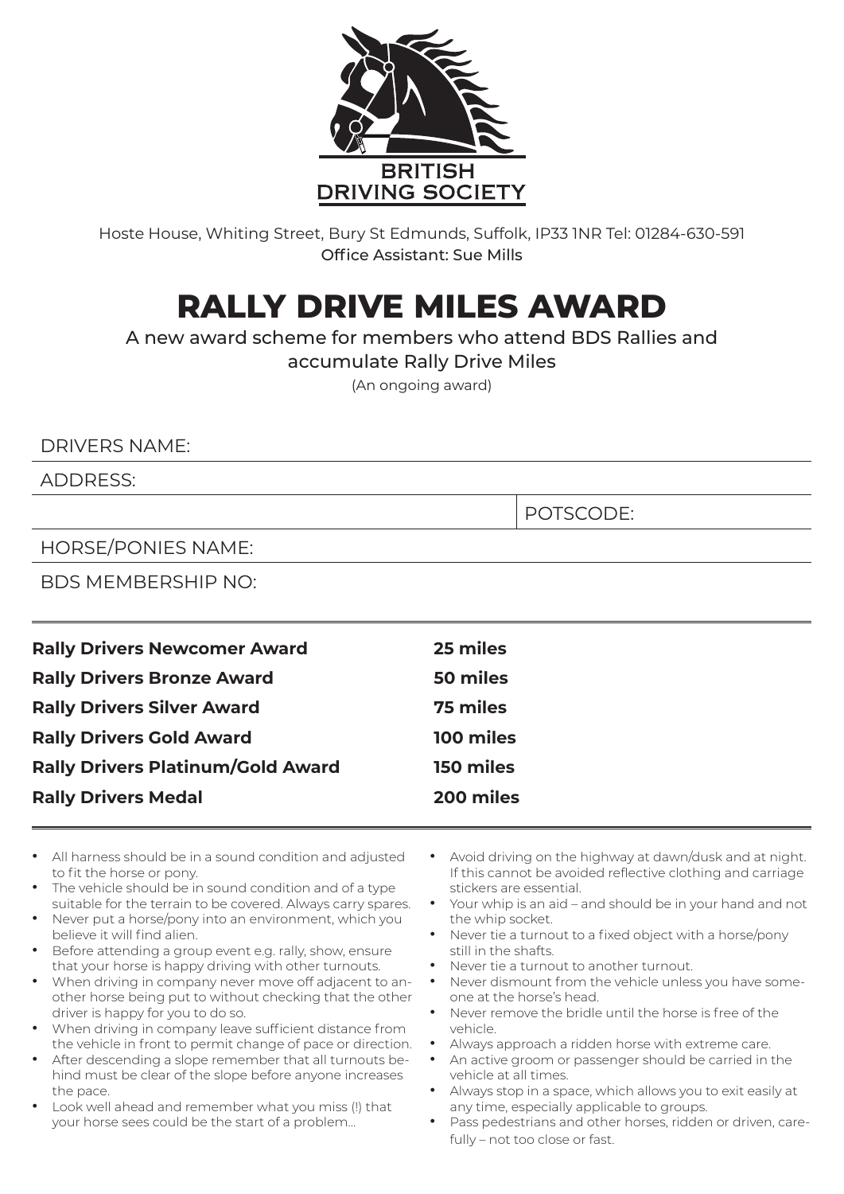BRITISH
DRIVING SOCIETY

Hoste House, Whiting Street, Bury St Edmunds, Suffolk, IP33 1NR Tel: 01284-630-591
Office Assistant: Sue Mills

# RALLY DRIVE MILES AWARD

A new award scheme for members who attend BDS Rallies and accumulate Rally Drive Miles

(An ongoing award)

DRIVERS NAME:

ADDRESS:

POTSCODE:

HORSE/PONIES NAME:

BDS MEMBERSHIP NO:

| | |
|---|---|
| **Rally Drivers Newcomer Award** | **25 miles** |
| **Rally Drivers Bronze Award** | **50 miles** |
| **Rally Drivers Silver Award** | **75 miles** |
| **Rally Drivers Gold Award** | **100 miles** |
| **Rally Drivers Platinum/Gold Award** | **150 miles** |
| **Rally Drivers Medal** | **200 miles** |

- All harness should be in a sound condition and adjusted to fit the horse or pony.
- The vehicle should be in sound condition and of a type suitable for the terrain to be covered. Always carry spares.
- Never put a horse/pony into an environment, which you believe it will find alien.
- Before attending a group event e.g. rally, show, ensure that your horse is happy driving with other turnouts.
- When driving in company never move off adjacent to another horse being put to without checking that the other driver is happy for you to do so.
- When driving in company leave sufficient distance from the vehicle in front to permit change of pace or direction.
- After descending a slope remember that all turnouts behind must be clear of the slope before anyone increases the pace.
- Look well ahead and remember what you miss (!) that your horse sees could be the start of a problem...
- Avoid driving on the highway at dawn/dusk and at night. If this cannot be avoided reflective clothing and carriage stickers are essential.
- Your whip is an aid – and should be in your hand and not the whip socket.
- Never tie a turnout to a fixed object with a horse/pony still in the shafts.
- Never tie a turnout to another turnout.
- Never dismount from the vehicle unless you have someone at the horse's head.
- Never remove the bridle until the horse is free of the vehicle.
- Always approach a ridden horse with extreme care.
- An active groom or passenger should be carried in the vehicle at all times.
- Always stop in a space, which allows you to exit easily at any time, especially applicable to groups.
- Pass pedestrians and other horses, ridden or driven, carefully – not too close or fast.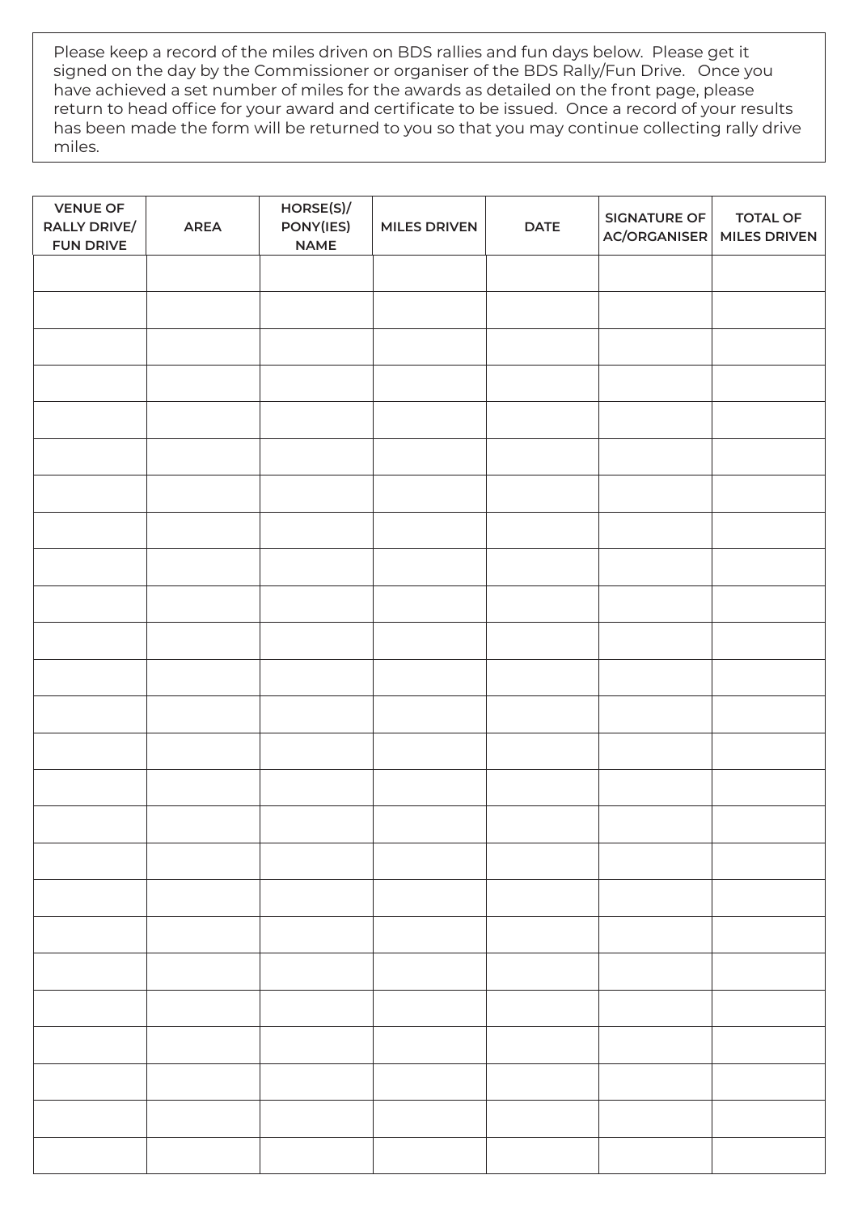Please keep a record of the miles driven on BDS rallies and fun days below. Please get it signed on the day by the Commissioner or organiser of the BDS Rally/Fun Drive. Once you have achieved a set number of miles for the awards as detailed on the front page, please return to head office for your award and certificate to be issued. Once a record of your results has been made the form will be returned to you so that you may continue collecting rally drive miles.

| VENUE OF RALLY DRIVE/ FUN DRIVE | AREA | HORSE(S)/ PONY(IES) NAME | MILES DRIVEN | DATE | SIGNATURE OF AC/ORGANISER | TOTAL OF MILES DRIVEN |
|---|---|---|---|---|---|---|
| | | | | | | |
| | | | | | | |
| | | | | | | |
| | | | | | | |
| | | | | | | |
| | | | | | | |
| | | | | | | |
| | | | | | | |
| | | | | | | |
| | | | | | | |
| | | | | | | |
| | | | | | | |
| | | | | | | |
| | | | | | | |
| | | | | | | |
| | | | | | | |
| | | | | | | |
| | | | | | | |
| | | | | | | |
| | | | | | | |
| | | | | | | |
| | | | | | | |
| | | | | | | |
| | | | | | | |
| | | | | | | |